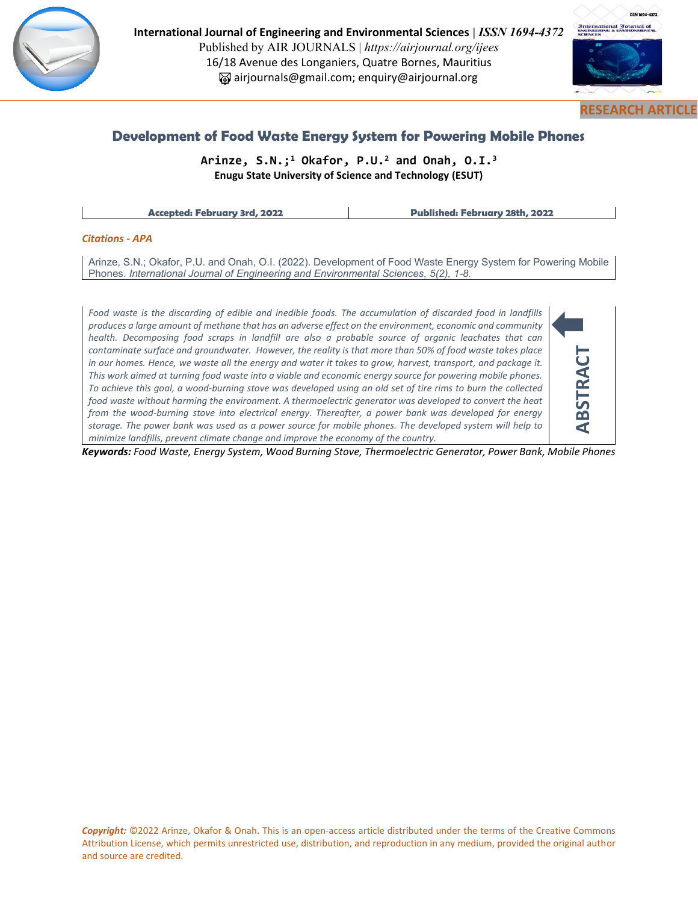International Journal of Engineering and Environmental Sciences | *ISSN 1694-4372*
Published by AIR JOURNALS | *https://airjournal.org/ijees*
16/18 Avenue des Longaniers, Quatre Bornes, Mauritius
airjournals@gmail.com; enquiry@airjournal.org

**RESEARCH ARTICLE**

# Development of Food Waste Energy System for Powering Mobile Phones

**Arinze, S.N.;[1] Okafor, P.U.[2] and Onah, O.I.[3]**
**Enugu State University of Science and Technology (ESUT)**

| **Accepted: February 3rd, 2022** | **Published: February 28th, 2022** |
|---|---|

***Citations - APA***

Arinze, S.N.; Okafor, P.U. and Onah, O.I. (2022). Development of Food Waste Energy System for Powering Mobile Phones. *International Journal of Engineering and Environmental Sciences, 5(2), 1-8.*

## ABSTRACT

*Food waste is the discarding of edible and inedible foods. The accumulation of discarded food in landfills produces a large amount of methane that has an adverse effect on the environment, economic and community health. Decomposing food scraps in landfill are also a probable source of organic leachates that can contaminate surface and groundwater. However, the reality is that more than 50% of food waste takes place in our homes. Hence, we waste all the energy and water it takes to grow, harvest, transport, and package it. This work aimed at turning food waste into a viable and economic energy source for powering mobile phones. To achieve this goal, a wood-burning stove was developed using an old set of tire rims to burn the collected food waste without harming the environment. A thermoelectric generator was developed to convert the heat from the wood-burning stove into electrical energy. Thereafter, a power bank was developed for energy storage. The power bank was used as a power source for mobile phones. The developed system will help to minimize landfills, prevent climate change and improve the economy of the country.*

***Keywords:*** *Food Waste, Energy System, Wood Burning Stove, Thermoelectric Generator, Power Bank, Mobile Phones*

***Copyright:*** ©2022 Arinze, Okafor & Onah. This is an open-access article distributed under the terms of the Creative Commons Attribution License, which permits unrestricted use, distribution, and reproduction in any medium, provided the original author and source are credited.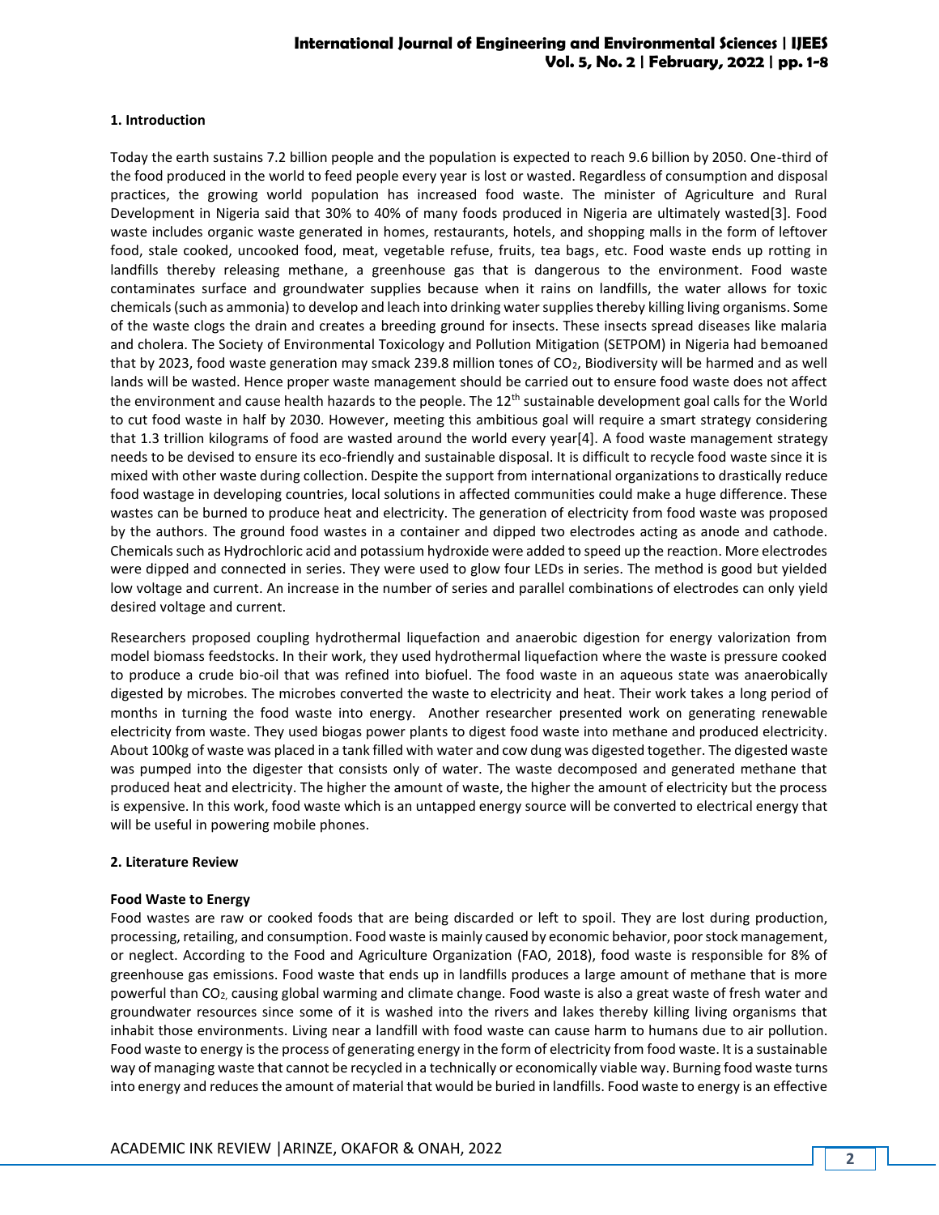## 1. Introduction

Today the earth sustains 7.2 billion people and the population is expected to reach 9.6 billion by 2050. One-third of the food produced in the world to feed people every year is lost or wasted. Regardless of consumption and disposal practices, the growing world population has increased food waste. The minister of Agriculture and Rural Development in Nigeria said that 30% to 40% of many foods produced in Nigeria are ultimately wasted[3]. Food waste includes organic waste generated in homes, restaurants, hotels, and shopping malls in the form of leftover food, stale cooked, uncooked food, meat, vegetable refuse, fruits, tea bags, etc. Food waste ends up rotting in landfills thereby releasing methane, a greenhouse gas that is dangerous to the environment. Food waste contaminates surface and groundwater supplies because when it rains on landfills, the water allows for toxic chemicals (such as ammonia) to develop and leach into drinking water supplies thereby killing living organisms. Some of the waste clogs the drain and creates a breeding ground for insects. These insects spread diseases like malaria and cholera. The Society of Environmental Toxicology and Pollution Mitigation (SETPOM) in Nigeria had bemoaned that by 2023, food waste generation may smack 239.8 million tones of $CO_2$, Biodiversity will be harmed and as well lands will be wasted. Hence proper waste management should be carried out to ensure food waste does not affect the environment and cause health hazards to the people. The 12th sustainable development goal calls for the World to cut food waste in half by 2030. However, meeting this ambitious goal will require a smart strategy considering that 1.3 trillion kilograms of food are wasted around the world every year[4]. A food waste management strategy needs to be devised to ensure its eco-friendly and sustainable disposal. It is difficult to recycle food waste since it is mixed with other waste during collection. Despite the support from international organizations to drastically reduce food wastage in developing countries, local solutions in affected communities could make a huge difference. These wastes can be burned to produce heat and electricity. The generation of electricity from food waste was proposed by the authors. The ground food wastes in a container and dipped two electrodes acting as anode and cathode. Chemicals such as Hydrochloric acid and potassium hydroxide were added to speed up the reaction. More electrodes were dipped and connected in series. They were used to glow four LEDs in series. The method is good but yielded low voltage and current. An increase in the number of series and parallel combinations of electrodes can only yield desired voltage and current.

Researchers proposed coupling hydrothermal liquefaction and anaerobic digestion for energy valorization from model biomass feedstocks. In their work, they used hydrothermal liquefaction where the waste is pressure cooked to produce a crude bio-oil that was refined into biofuel. The food waste in an aqueous state was anaerobically digested by microbes. The microbes converted the waste to electricity and heat. Their work takes a long period of months in turning the food waste into energy. Another researcher presented work on generating renewable electricity from waste. They used biogas power plants to digest food waste into methane and produced electricity. About 100kg of waste was placed in a tank filled with water and cow dung was digested together. The digested waste was pumped into the digester that consists only of water. The waste decomposed and generated methane that produced heat and electricity. The higher the amount of waste, the higher the amount of electricity but the process is expensive. In this work, food waste which is an untapped energy source will be converted to electrical energy that will be useful in powering mobile phones.

## 2. Literature Review

### Food Waste to Energy

Food wastes are raw or cooked foods that are being discarded or left to spoil. They are lost during production, processing, retailing, and consumption. Food waste is mainly caused by economic behavior, poor stock management, or neglect. According to the Food and Agriculture Organization (FAO, 2018), food waste is responsible for 8% of greenhouse gas emissions. Food waste that ends up in landfills produces a large amount of methane that is more powerful than $CO_2$, causing global warming and climate change. Food waste is also a great waste of fresh water and groundwater resources since some of it is washed into the rivers and lakes thereby killing living organisms that inhabit those environments. Living near a landfill with food waste can cause harm to humans due to air pollution. Food waste to energy is the process of generating energy in the form of electricity from food waste. It is a sustainable way of managing waste that cannot be recycled in a technically or economically viable way. Burning food waste turns into energy and reduces the amount of material that would be buried in landfills. Food waste to energy is an effective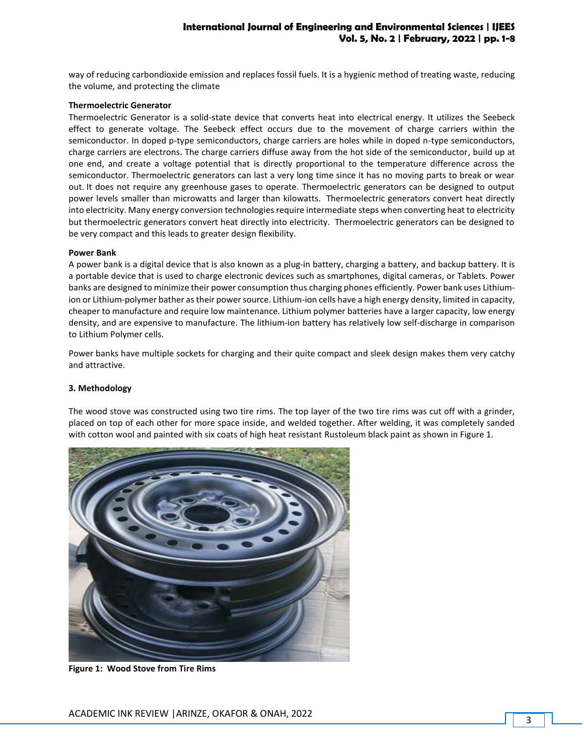way of reducing carbondioxide emission and replaces fossil fuels. It is a hygienic method of treating waste, reducing the volume, and protecting the climate

**Thermoelectric Generator**

Thermoelectric Generator is a solid-state device that converts heat into electrical energy. It utilizes the Seebeck effect to generate voltage. The Seebeck effect occurs due to the movement of charge carriers within the semiconductor. In doped p-type semiconductors, charge carriers are holes while in doped n-type semiconductors, charge carriers are electrons. The charge carriers diffuse away from the hot side of the semiconductor, build up at one end, and create a voltage potential that is directly proportional to the temperature difference across the semiconductor. Thermoelectric generators can last a very long time since it has no moving parts to break or wear out. It does not require any greenhouse gases to operate. Thermoelectric generators can be designed to output power levels smaller than microwatts and larger than kilowatts. Thermoelectric generators convert heat directly into electricity. Many energy conversion technologies require intermediate steps when converting heat to electricity but thermoelectric generators convert heat directly into electricity. Thermoelectric generators can be designed to be very compact and this leads to greater design flexibility.

**Power Bank**

A power bank is a digital device that is also known as a plug-in battery, charging a battery, and backup battery. It is a portable device that is used to charge electronic devices such as smartphones, digital cameras, or Tablets. Power banks are designed to minimize their power consumption thus charging phones efficiently. Power bank uses Lithium-ion or Lithium-polymer bather as their power source. Lithium-ion cells have a high energy density, limited in capacity, cheaper to manufacture and require low maintenance. Lithium polymer batteries have a larger capacity, low energy density, and are expensive to manufacture. The lithium-ion battery has relatively low self-discharge in comparison to Lithium Polymer cells.

Power banks have multiple sockets for charging and their quite compact and sleek design makes them very catchy and attractive.

**3. Methodology**

The wood stove was constructed using two tire rims. The top layer of the two tire rims was cut off with a grinder, placed on top of each other for more space inside, and welded together. After welding, it was completely sanded with cotton wool and painted with six coats of high heat resistant Rustoleum black paint as shown in Figure 1.

**Figure 1: Wood Stove from Tire Rims**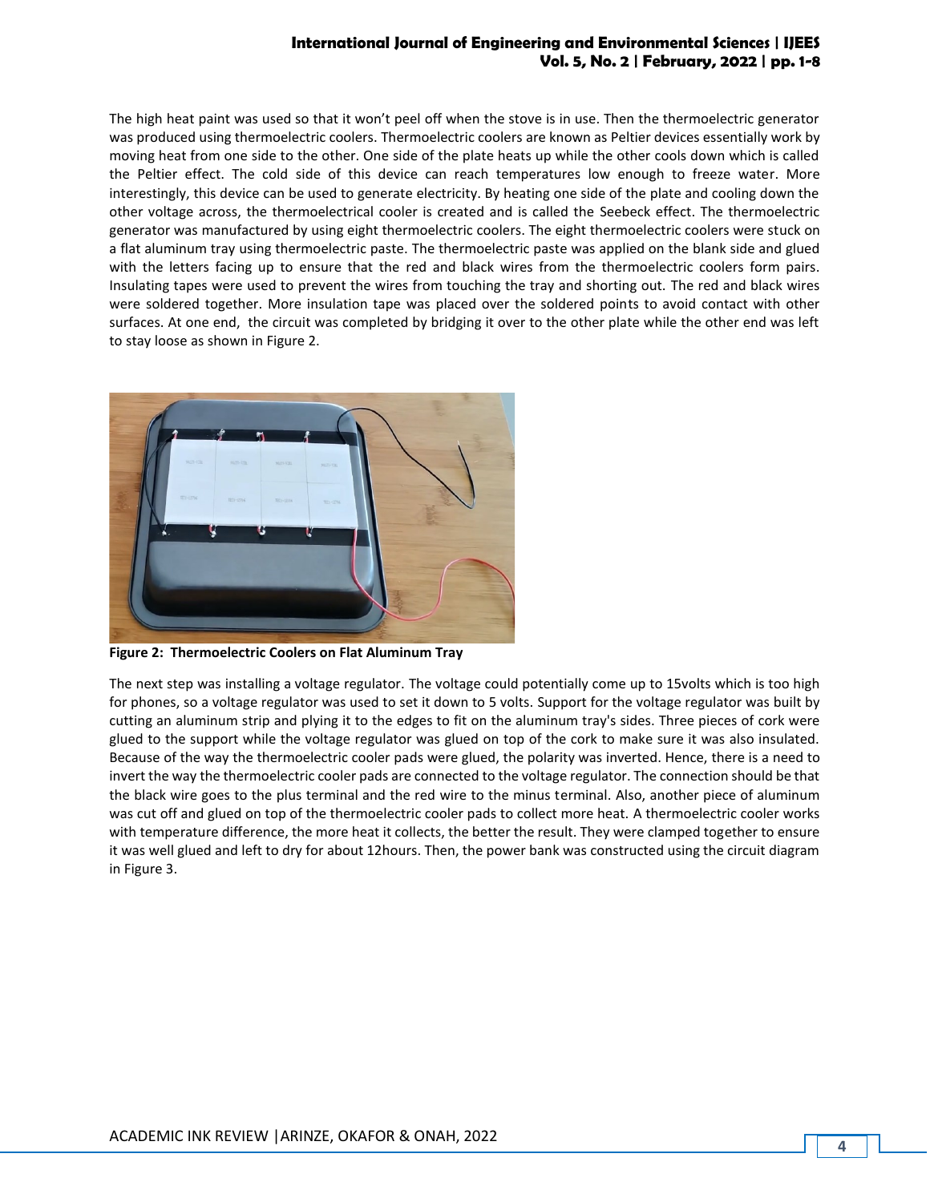The high heat paint was used so that it won't peel off when the stove is in use. Then the thermoelectric generator was produced using thermoelectric coolers. Thermoelectric coolers are known as Peltier devices essentially work by moving heat from one side to the other. One side of the plate heats up while the other cools down which is called the Peltier effect. The cold side of this device can reach temperatures low enough to freeze water. More interestingly, this device can be used to generate electricity. By heating one side of the plate and cooling down the other voltage across, the thermoelectrical cooler is created and is called the Seebeck effect. The thermoelectric generator was manufactured by using eight thermoelectric coolers. The eight thermoelectric coolers were stuck on a flat aluminum tray using thermoelectric paste. The thermoelectric paste was applied on the blank side and glued with the letters facing up to ensure that the red and black wires from the thermoelectric coolers form pairs. Insulating tapes were used to prevent the wires from touching the tray and shorting out. The red and black wires were soldered together. More insulation tape was placed over the soldered points to avoid contact with other surfaces. At one end, the circuit was completed by bridging it over to the other plate while the other end was left to stay loose as shown in Figure 2.

**Figure 2: Thermoelectric Coolers on Flat Aluminum Tray**

The next step was installing a voltage regulator. The voltage could potentially come up to 15volts which is too high for phones, so a voltage regulator was used to set it down to 5 volts. Support for the voltage regulator was built by cutting an aluminum strip and plying it to the edges to fit on the aluminum tray's sides. Three pieces of cork were glued to the support while the voltage regulator was glued on top of the cork to make sure it was also insulated. Because of the way the thermoelectric cooler pads were glued, the polarity was inverted. Hence, there is a need to invert the way the thermoelectric cooler pads are connected to the voltage regulator. The connection should be that the black wire goes to the plus terminal and the red wire to the minus terminal. Also, another piece of aluminum was cut off and glued on top of the thermoelectric cooler pads to collect more heat. A thermoelectric cooler works with temperature difference, the more heat it collects, the better the result. They were clamped together to ensure it was well glued and left to dry for about 12hours. Then, the power bank was constructed using the circuit diagram in Figure 3.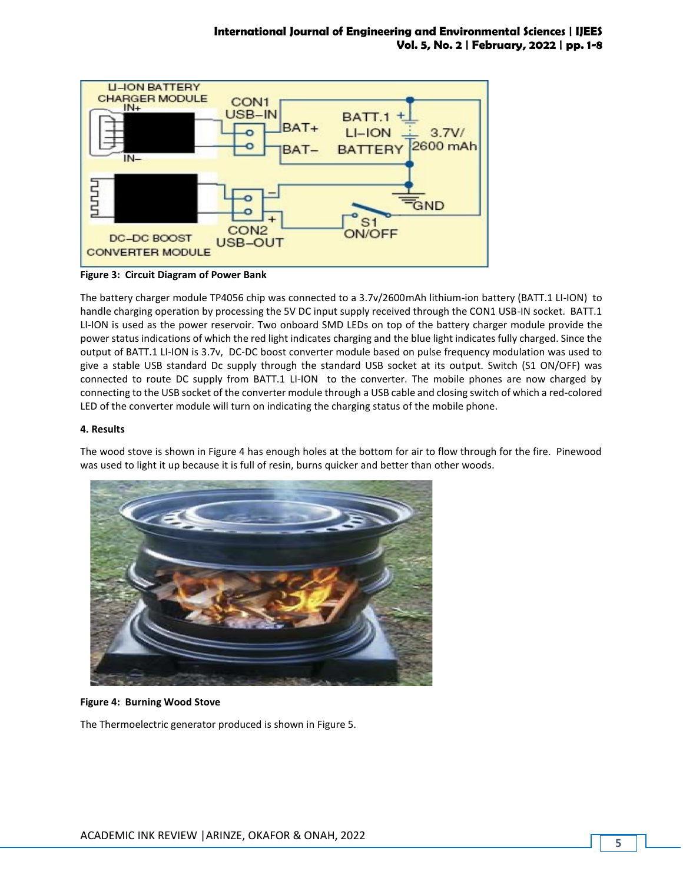Figure 3: Circuit Diagram of Power Bank

The battery charger module TP4056 chip was connected to a 3.7v/2600mAh lithium-ion battery (BATT.1 LI-ION) to handle charging operation by processing the 5V DC input supply received through the CON1 USB-IN socket. BATT.1 LI-ION is used as the power reservoir. Two onboard SMD LEDs on top of the battery charger module provide the power status indications of which the red light indicates charging and the blue light indicates fully charged. Since the output of BATT.1 LI-ION is 3.7v, DC-DC boost converter module based on pulse frequency modulation was used to give a stable USB standard Dc supply through the standard USB socket at its output. Switch (S1 ON/OFF) was connected to route DC supply from BATT.1 LI-ION to the converter. The mobile phones are now charged by connecting to the USB socket of the converter module through a USB cable and closing switch of which a red-colored LED of the converter module will turn on indicating the charging status of the mobile phone.

#### 4. Results

The wood stove is shown in Figure 4 has enough holes at the bottom for air to flow through for the fire. Pinewood was used to light it up because it is full of resin, burns quicker and better than other woods.

Figure 4: Burning Wood Stove

The Thermoelectric generator produced is shown in Figure 5.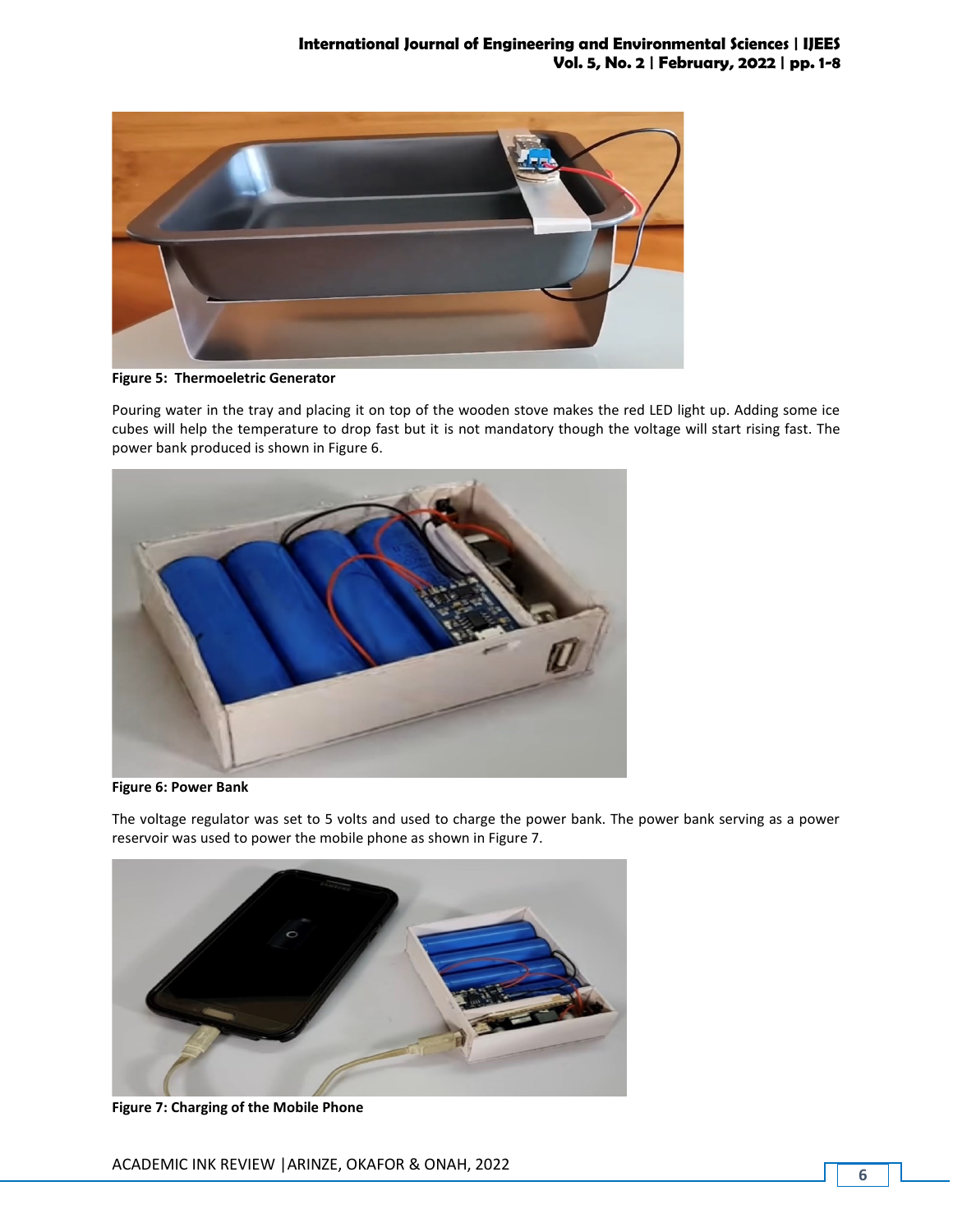**Figure 5: Thermoeletric Generator**

Pouring water in the tray and placing it on top of the wooden stove makes the red LED light up. Adding some ice cubes will help the temperature to drop fast but it is not mandatory though the voltage will start rising fast. The power bank produced is shown in Figure 6.

**Figure 6: Power Bank**

The voltage regulator was set to 5 volts and used to charge the power bank. The power bank serving as a power reservoir was used to power the mobile phone as shown in Figure 7.

**Figure 7: Charging of the Mobile Phone**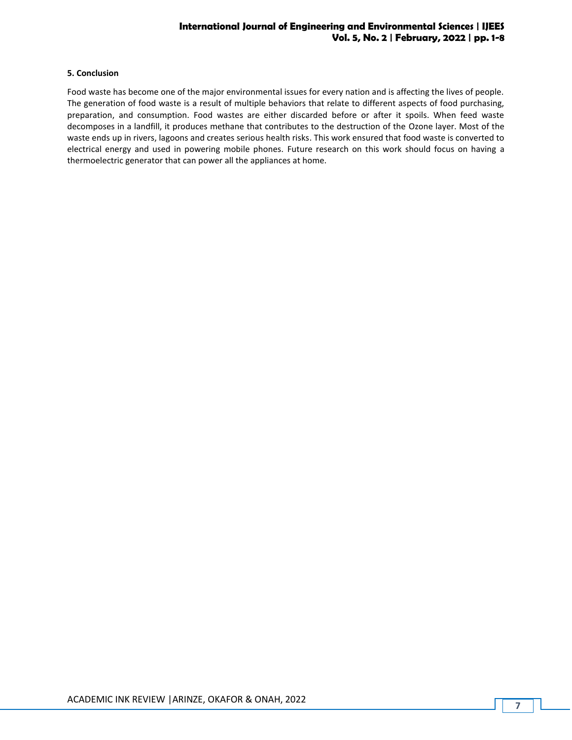## 5. Conclusion

Food waste has become one of the major environmental issues for every nation and is affecting the lives of people. The generation of food waste is a result of multiple behaviors that relate to different aspects of food purchasing, preparation, and consumption. Food wastes are either discarded before or after it spoils. When feed waste decomposes in a landfill, it produces methane that contributes to the destruction of the Ozone layer. Most of the waste ends up in rivers, lagoons and creates serious health risks. This work ensured that food waste is converted to electrical energy and used in powering mobile phones. Future research on this work should focus on having a thermoelectric generator that can power all the appliances at home.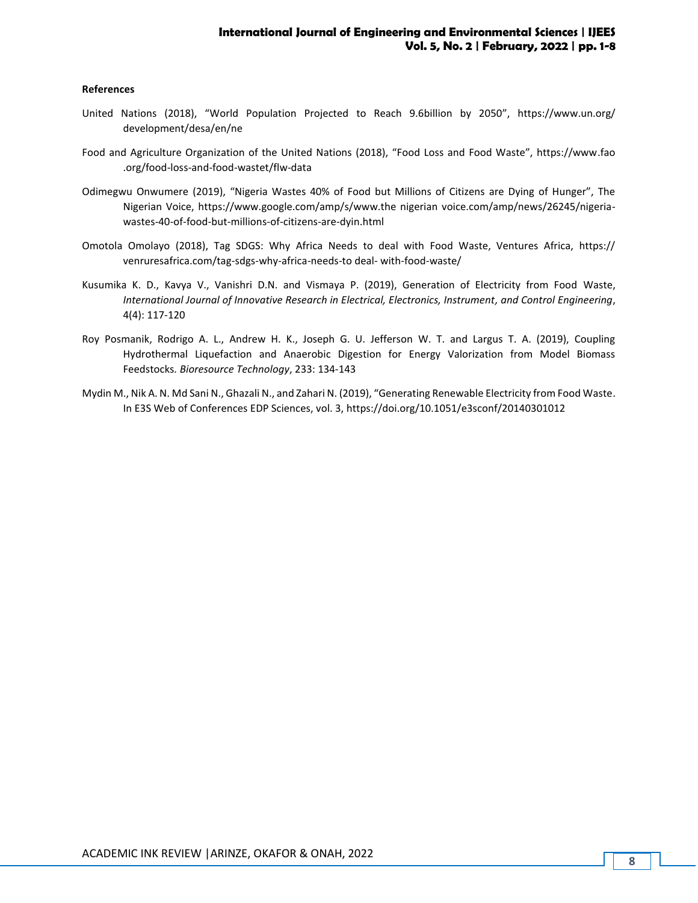**References**

United Nations (2018), "World Population Projected to Reach 9.6billion by 2050", https://www.un.org/development/desa/en/ne

Food and Agriculture Organization of the United Nations (2018), "Food Loss and Food Waste", https://www.fao.org/food-loss-and-food-wastet/flw-data

Odimegwu Onwumere (2019), "Nigeria Wastes 40% of Food but Millions of Citizens are Dying of Hunger", The Nigerian Voice, https://www.google.com/amp/s/www.the nigerian voice.com/amp/news/26245/nigeria-wastes-40-of-food-but-millions-of-citizens-are-dyin.html

Omotola Omolayo (2018), Tag SDGS: Why Africa Needs to deal with Food Waste, Ventures Africa, https://venruresafrica.com/tag-sdgs-why-africa-needs-to deal- with-food-waste/

Kusumika K. D., Kavya V., Vanishri D.N. and Vismaya P. (2019), Generation of Electricity from Food Waste, *International Journal of Innovative Research in Electrical, Electronics, Instrument, and Control Engineering*, 4(4): 117-120

Roy Posmanik, Rodrigo A. L., Andrew H. K., Joseph G. U. Jefferson W. T. and Largus T. A. (2019), Coupling Hydrothermal Liquefaction and Anaerobic Digestion for Energy Valorization from Model Biomass Feedstocks. *Bioresource Technology*, 233: 134-143

Mydin M., Nik A. N. Md Sani N., Ghazali N., and Zahari N. (2019), "Generating Renewable Electricity from Food Waste. In E3S Web of Conferences EDP Sciences, vol. 3, https://doi.org/10.1051/e3sconf/20140301012